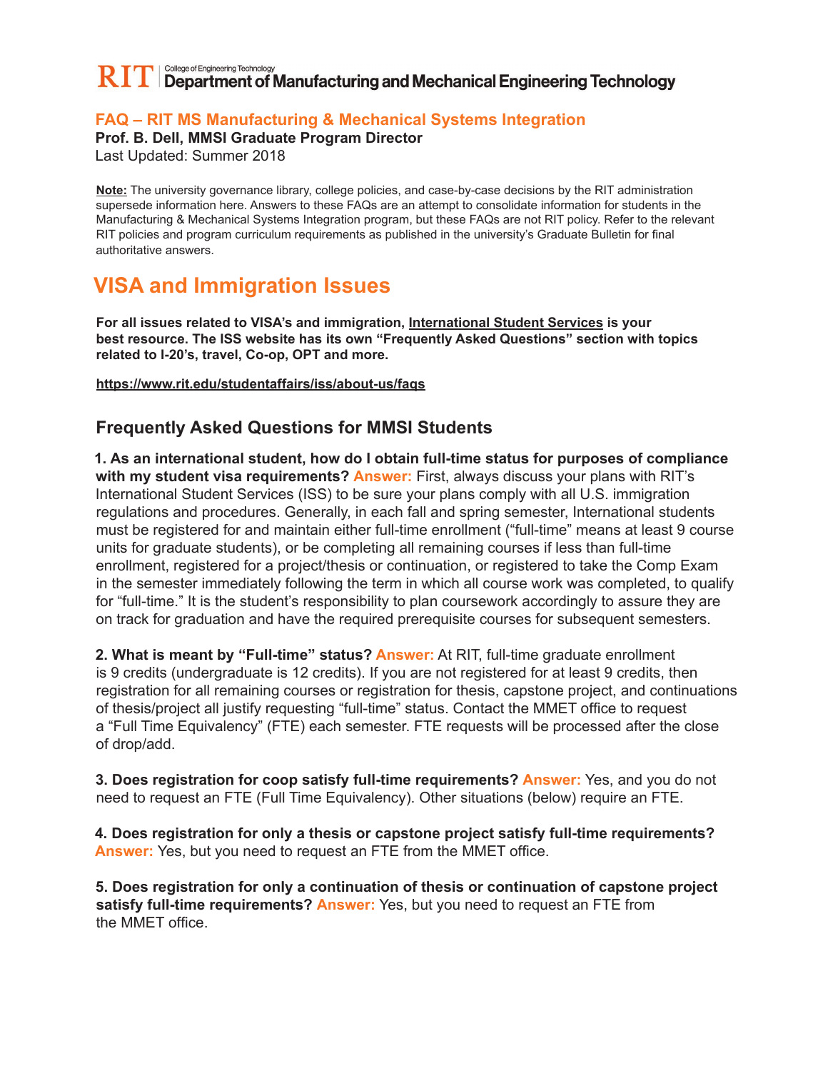RIT | College of Engineering Technology
**Department of Manufacturing and Mechanical Engineering Technology**

## FAQ – RIT MS Manufacturing & Mechanical Systems Integration

**Prof. B. Dell, MMSI Graduate Program Director**

Last Updated: Summer 2018

**Note:** The university governance library, college policies, and case-by-case decisions by the RIT administration supersede information here. Answers to these FAQs are an attempt to consolidate information for students in the Manufacturing & Mechanical Systems Integration program, but these FAQs are not RIT policy. Refer to the relevant RIT policies and program curriculum requirements as published in the university's Graduate Bulletin for final authoritative answers.

# VISA and Immigration Issues

**For all issues related to VISA's and immigration, International Student Services is your best resource. The ISS website has its own "Frequently Asked Questions" section with topics related to I-20's, travel, Co-op, OPT and more.**

**https://www.rit.edu/studentaffairs/iss/about-us/faqs**

## Frequently Asked Questions for MMSI Students

**1. As an international student, how do I obtain full-time status for purposes of compliance with my student visa requirements?** **Answer:** First, always discuss your plans with RIT's International Student Services (ISS) to be sure your plans comply with all U.S. immigration regulations and procedures. Generally, in each fall and spring semester, International students must be registered for and maintain either full-time enrollment ("full-time" means at least 9 course units for graduate students), or be completing all remaining courses if less than full-time enrollment, registered for a project/thesis or continuation, or registered to take the Comp Exam in the semester immediately following the term in which all course work was completed, to qualify for "full-time." It is the student's responsibility to plan coursework accordingly to assure they are on track for graduation and have the required prerequisite courses for subsequent semesters.

**2. What is meant by "Full-time" status?** **Answer:** At RIT, full-time graduate enrollment is 9 credits (undergraduate is 12 credits). If you are not registered for at least 9 credits, then registration for all remaining courses or registration for thesis, capstone project, and continuations of thesis/project all justify requesting "full-time" status. Contact the MMET office to request a "Full Time Equivalency" (FTE) each semester. FTE requests will be processed after the close of drop/add.

**3. Does registration for coop satisfy full-time requirements?** **Answer:** Yes, and you do not need to request an FTE (Full Time Equivalency). Other situations (below) require an FTE.

**4. Does registration for only a thesis or capstone project satisfy full-time requirements?** **Answer:** Yes, but you need to request an FTE from the MMET office.

**5. Does registration for only a continuation of thesis or continuation of capstone project satisfy full-time requirements?** **Answer:** Yes, but you need to request an FTE from the MMET office.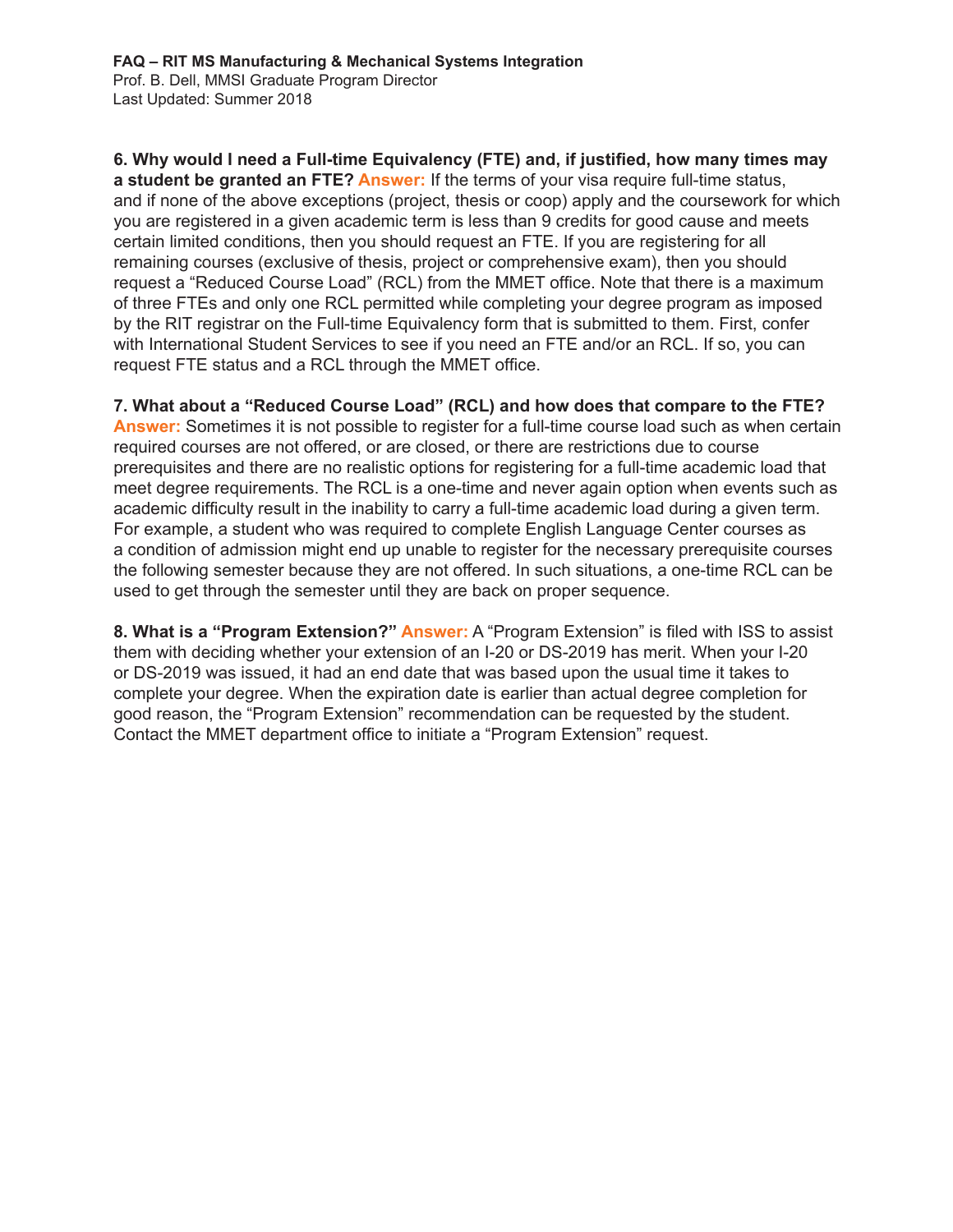**6. Why would I need a Full-time Equivalency (FTE) and, if justified, how many times may a student be granted an FTE?** **Answer:** If the terms of your visa require full-time status, and if none of the above exceptions (project, thesis or coop) apply and the coursework for which you are registered in a given academic term is less than 9 credits for good cause and meets certain limited conditions, then you should request an FTE. If you are registering for all remaining courses (exclusive of thesis, project or comprehensive exam), then you should request a "Reduced Course Load" (RCL) from the MMET office. Note that there is a maximum of three FTEs and only one RCL permitted while completing your degree program as imposed by the RIT registrar on the Full-time Equivalency form that is submitted to them. First, confer with International Student Services to see if you need an FTE and/or an RCL. If so, you can request FTE status and a RCL through the MMET office.

**7. What about a "Reduced Course Load" (RCL) and how does that compare to the FTE?** **Answer:** Sometimes it is not possible to register for a full-time course load such as when certain required courses are not offered, or are closed, or there are restrictions due to course prerequisites and there are no realistic options for registering for a full-time academic load that meet degree requirements. The RCL is a one-time and never again option when events such as academic difficulty result in the inability to carry a full-time academic load during a given term. For example, a student who was required to complete English Language Center courses as a condition of admission might end up unable to register for the necessary prerequisite courses the following semester because they are not offered. In such situations, a one-time RCL can be used to get through the semester until they are back on proper sequence.

**8. What is a "Program Extension?"** **Answer:** A "Program Extension" is filed with ISS to assist them with deciding whether your extension of an I-20 or DS-2019 has merit. When your I-20 or DS-2019 was issued, it had an end date that was based upon the usual time it takes to complete your degree. When the expiration date is earlier than actual degree completion for good reason, the "Program Extension" recommendation can be requested by the student. Contact the MMET department office to initiate a "Program Extension" request.